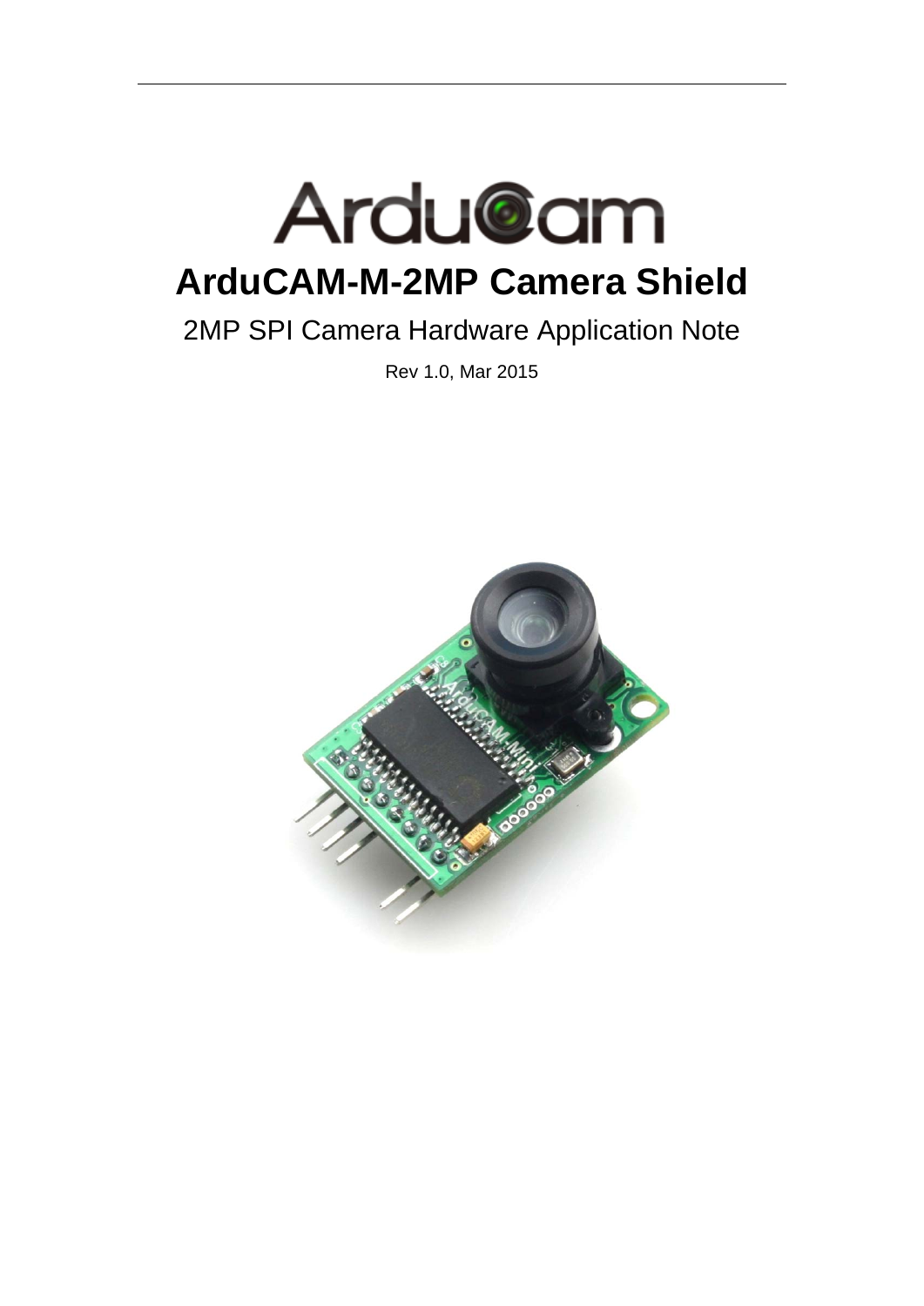# ArduCAM-M-2MP Camera Shield

2MP SPI Camera Hardware Application Note

Rev 1.0, Mar 2015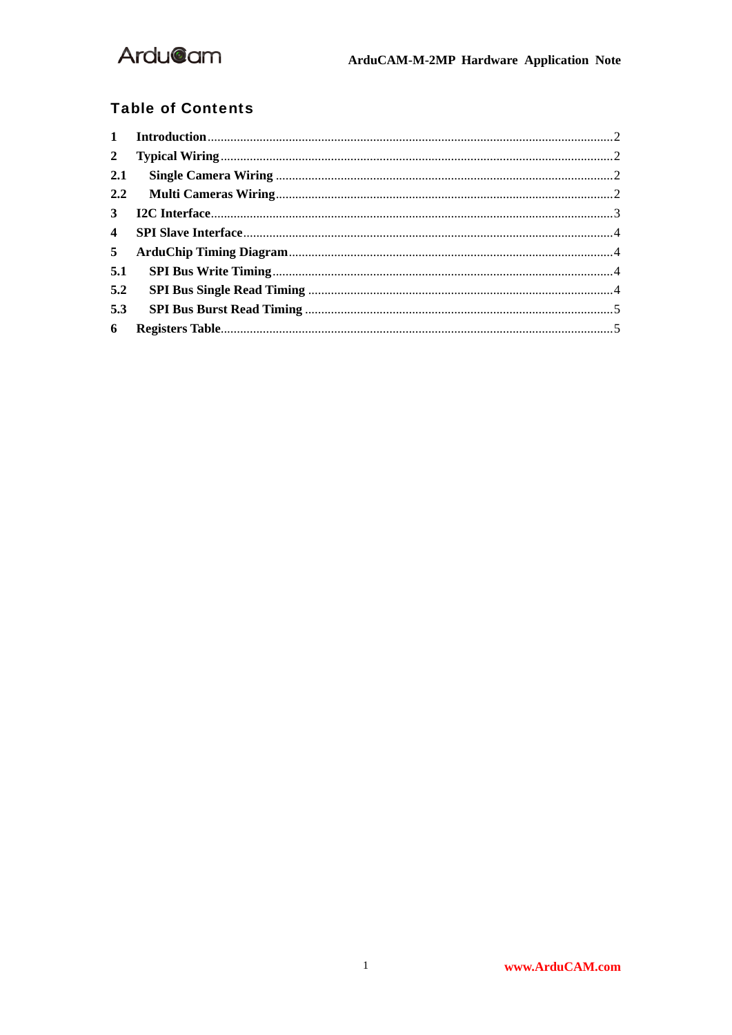## Table of Contents

1 Introduction ........................................ 2
2 Typical Wiring ...................................... 2
2.1 Single Camera Wiring .............................. 2
2.2 Multi Cameras Wiring .............................. 2
3 I2C Interface ....................................... 3
4 SPI Slave Interface ................................. 4
5 ArduChip Timing Diagram ............................. 4
5.1 SPI Bus Write Timing .............................. 4
5.2 SPI Bus Single Read Timing ........................ 4
5.3 SPI Bus Burst Read Timing ......................... 5
6 Registers Table ..................................... 5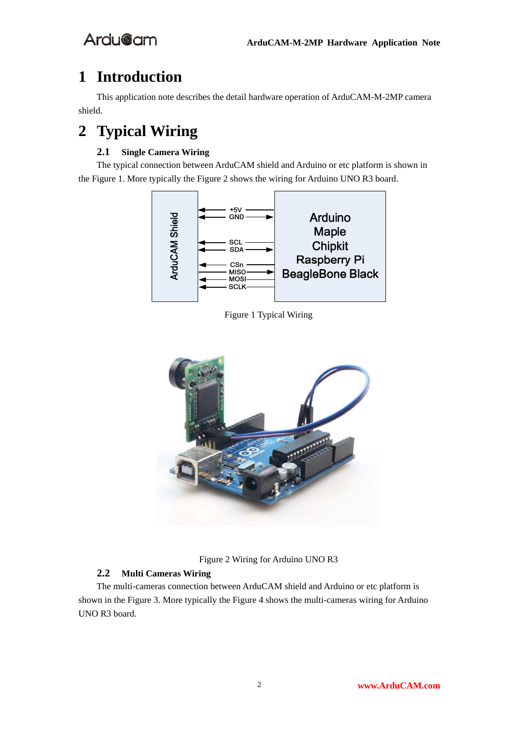# 1 Introduction

This application note describes the detail hardware operation of ArduCAM-M-2MP camera shield.

# 2 Typical Wiring

## 2.1 Single Camera Wiring

The typical connection between ArduCAM shield and Arduino or etc platform is shown in the Figure 1. More typically the Figure 2 shows the wiring for Arduino UNO R3 board.

Figure 1 Typical Wiring

Figure 2 Wiring for Arduino UNO R3

## 2.2 Multi Cameras Wiring

The multi-cameras connection between ArduCAM shield and Arduino or etc platform is shown in the Figure 3. More typically the Figure 4 shows the multi-cameras wiring for Arduino UNO R3 board.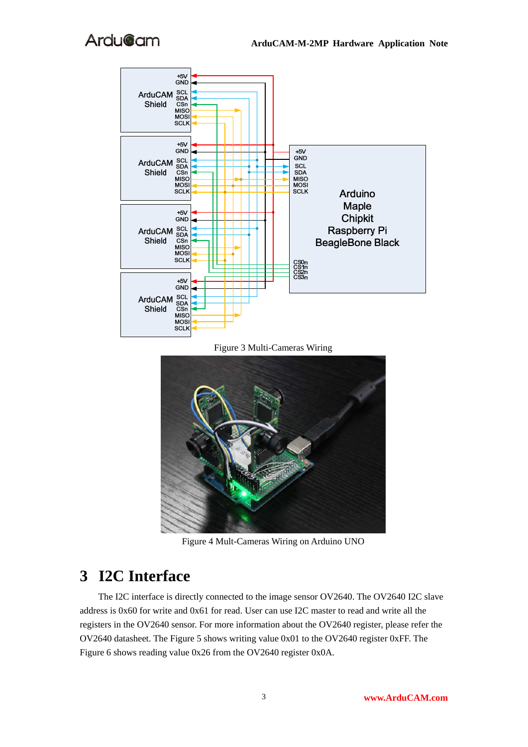Figure 3 Multi-Cameras Wiring

Figure 4 Mult-Cameras Wiring on Arduino UNO

# 3 I2C Interface

The I2C interface is directly connected to the image sensor OV2640. The OV2640 I2C slave address is 0x60 for write and 0x61 for read. User can use I2C master to read and write all the registers in the OV2640 sensor. For more information about the OV2640 register, please refer the OV2640 datasheet. The Figure 5 shows writing value 0x01 to the OV2640 register 0xFF. The Figure 6 shows reading value 0x26 from the OV2640 register 0x0A.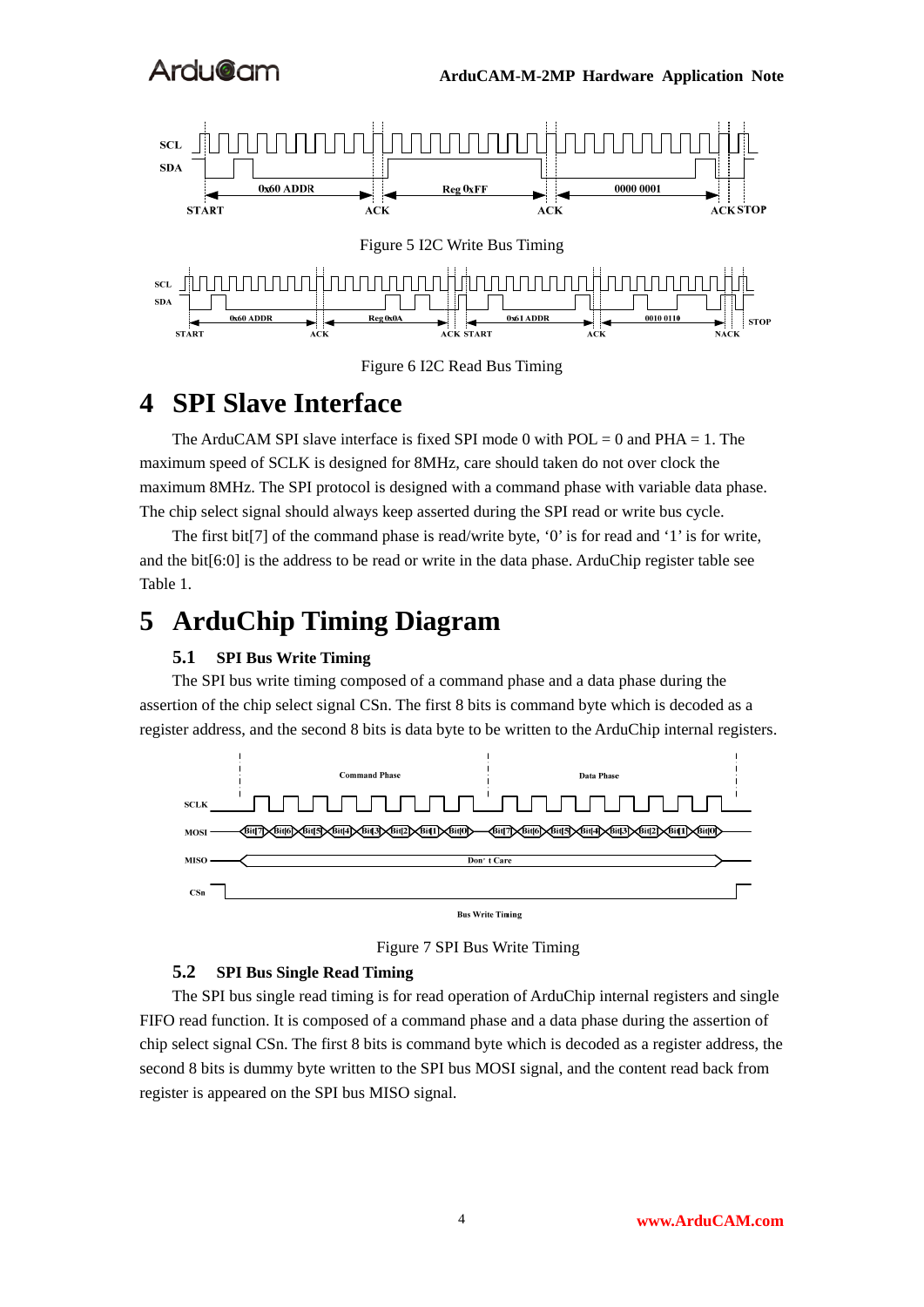Figure 5 I2C Write Bus Timing

Figure 6 I2C Read Bus Timing

# 4 SPI Slave Interface

The ArduCAM SPI slave interface is fixed SPI mode 0 with POL = 0 and PHA = 1. The maximum speed of SCLK is designed for 8MHz, care should taken do not over clock the maximum 8MHz. The SPI protocol is designed with a command phase with variable data phase. The chip select signal should always keep asserted during the SPI read or write bus cycle.

The first bit[7] of the command phase is read/write byte, '0' is for read and '1' is for write, and the bit[6:0] is the address to be read or write in the data phase. ArduChip register table see Table 1.

# 5 ArduChip Timing Diagram

## 5.1 SPI Bus Write Timing

The SPI bus write timing composed of a command phase and a data phase during the assertion of the chip select signal CSn. The first 8 bits is command byte which is decoded as a register address, and the second 8 bits is data byte to be written to the ArduChip internal registers.

Figure 7 SPI Bus Write Timing

## 5.2 SPI Bus Single Read Timing

The SPI bus single read timing is for read operation of ArduChip internal registers and single FIFO read function. It is composed of a command phase and a data phase during the assertion of chip select signal CSn. The first 8 bits is command byte which is decoded as a register address, the second 8 bits is dummy byte written to the SPI bus MOSI signal, and the content read back from register is appeared on the SPI bus MISO signal.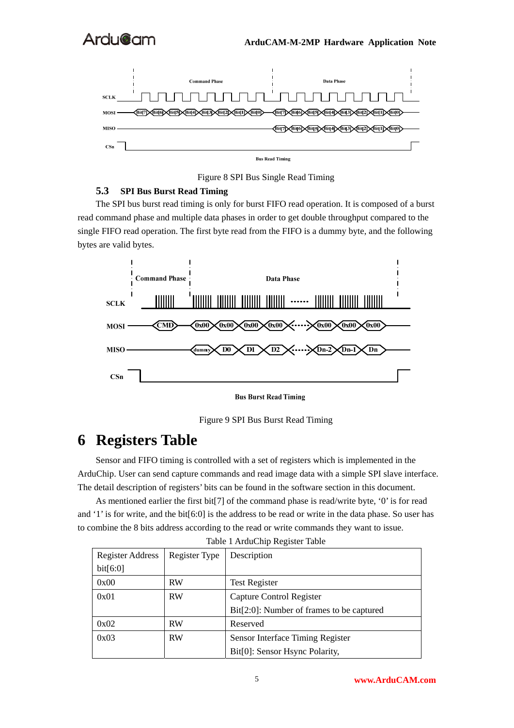Figure 8 SPI Bus Single Read Timing

### 5.3 SPI Bus Burst Read Timing

The SPI bus burst read timing is only for burst FIFO read operation. It is composed of a burst read command phase and multiple data phases in order to get double throughput compared to the single FIFO read operation. The first byte read from the FIFO is a dummy byte, and the following bytes are valid bytes.

Figure 9 SPI Bus Burst Read Timing

# 6 Registers Table

Sensor and FIFO timing is controlled with a set of registers which is implemented in the ArduChip. User can send capture commands and read image data with a simple SPI slave interface. The detail description of registers' bits can be found in the software section in this document.

As mentioned earlier the first bit[7] of the command phase is read/write byte, '0' is for read and '1' is for write, and the bit[6:0] is the address to be read or write in the data phase. So user has to combine the 8 bits address according to the read or write commands they want to issue.

Table 1 ArduChip Register Table

| Register Address bit[6:0] | Register Type | Description |
|---|---|---|
| 0x00 | RW | Test Register |
| 0x01 | RW | Capture Control Register<br>Bit[2:0]: Number of frames to be captured |
| 0x02 | RW | Reserved |
| 0x03 | RW | Sensor Interface Timing Register<br>Bit[0]: Sensor Hsync Polarity, |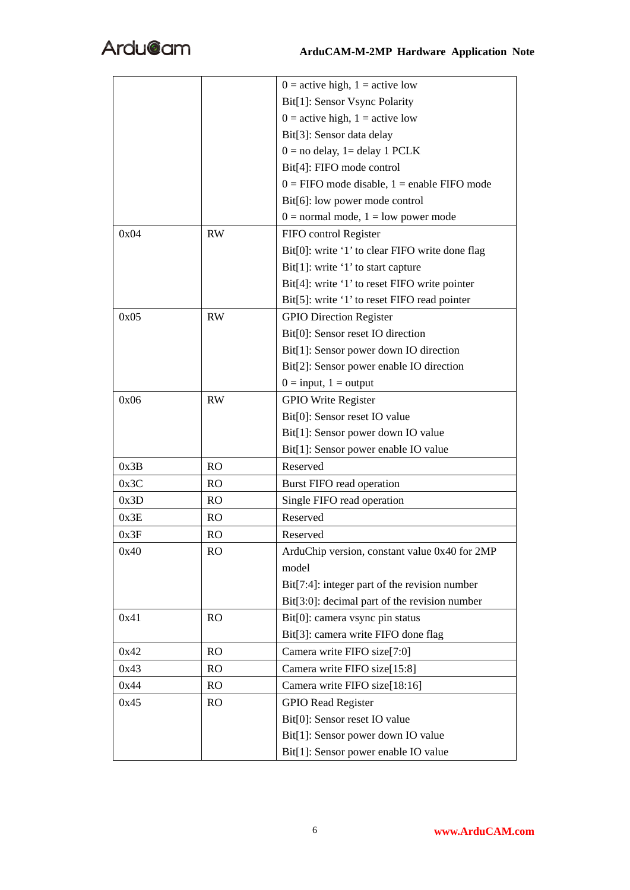| | | |
|---|---|---|
| | | 0 = active high, 1 = active low<br>Bit[1]: Sensor Vsync Polarity<br>0 = active high, 1 = active low<br>Bit[3]: Sensor data delay<br>0 = no delay, 1= delay 1 PCLK<br>Bit[4]: FIFO mode control<br>0 = FIFO mode disable, 1 = enable FIFO mode<br>Bit[6]: low power mode control<br>0 = normal mode, 1 = low power mode |
| 0x04 | RW | FIFO control Register<br>Bit[0]: write '1' to clear FIFO write done flag<br>Bit[1]: write '1' to start capture<br>Bit[4]: write '1' to reset FIFO write pointer<br>Bit[5]: write '1' to reset FIFO read pointer |
| 0x05 | RW | GPIO Direction Register<br>Bit[0]: Sensor reset IO direction<br>Bit[1]: Sensor power down IO direction<br>Bit[2]: Sensor power enable IO direction<br>0 = input, 1 = output |
| 0x06 | RW | GPIO Write Register<br>Bit[0]: Sensor reset IO value<br>Bit[1]: Sensor power down IO value<br>Bit[1]: Sensor power enable IO value |
| 0x3B | RO | Reserved |
| 0x3C | RO | Burst FIFO read operation |
| 0x3D | RO | Single FIFO read operation |
| 0x3E | RO | Reserved |
| 0x3F | RO | Reserved |
| 0x40 | RO | ArduChip version, constant value 0x40 for 2MP model<br>Bit[7:4]: integer part of the revision number<br>Bit[3:0]: decimal part of the revision number |
| 0x41 | RO | Bit[0]: camera vsync pin status<br>Bit[3]: camera write FIFO done flag |
| 0x42 | RO | Camera write FIFO size[7:0] |
| 0x43 | RO | Camera write FIFO size[15:8] |
| 0x44 | RO | Camera write FIFO size[18:16] |
| 0x45 | RO | GPIO Read Register<br>Bit[0]: Sensor reset IO value<br>Bit[1]: Sensor power down IO value<br>Bit[1]: Sensor power enable IO value |